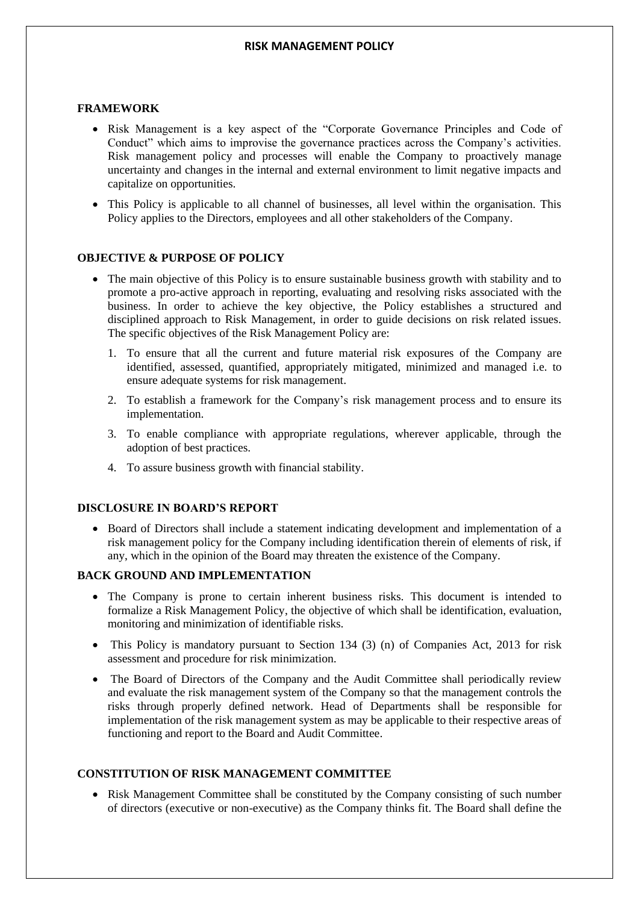# RISK MANAGEMENT POLICY

## FRAMEWORK

- Risk Management is a key aspect of the "Corporate Governance Principles and Code of Conduct" which aims to improvise the governance practices across the Company's activities. Risk management policy and processes will enable the Company to proactively manage uncertainty and changes in the internal and external environment to limit negative impacts and capitalize on opportunities.
- This Policy is applicable to all channel of businesses, all level within the organisation. This Policy applies to the Directors, employees and all other stakeholders of the Company.

## OBJECTIVE & PURPOSE OF POLICY

- The main objective of this Policy is to ensure sustainable business growth with stability and to promote a pro-active approach in reporting, evaluating and resolving risks associated with the business. In order to achieve the key objective, the Policy establishes a structured and disciplined approach to Risk Management, in order to guide decisions on risk related issues. The specific objectives of the Risk Management Policy are:
    1. To ensure that all the current and future material risk exposures of the Company are identified, assessed, quantified, appropriately mitigated, minimized and managed i.e. to ensure adequate systems for risk management.
    2. To establish a framework for the Company's risk management process and to ensure its implementation.
    3. To enable compliance with appropriate regulations, wherever applicable, through the adoption of best practices.
    4. To assure business growth with financial stability.

## DISCLOSURE IN BOARD'S REPORT

- Board of Directors shall include a statement indicating development and implementation of a risk management policy for the Company including identification therein of elements of risk, if any, which in the opinion of the Board may threaten the existence of the Company.

## BACK GROUND AND IMPLEMENTATION

- The Company is prone to certain inherent business risks. This document is intended to formalize a Risk Management Policy, the objective of which shall be identification, evaluation, monitoring and minimization of identifiable risks.
- This Policy is mandatory pursuant to Section 134 (3) (n) of Companies Act, 2013 for risk assessment and procedure for risk minimization.
- The Board of Directors of the Company and the Audit Committee shall periodically review and evaluate the risk management system of the Company so that the management controls the risks through properly defined network. Head of Departments shall be responsible for implementation of the risk management system as may be applicable to their respective areas of functioning and report to the Board and Audit Committee.

## CONSTITUTION OF RISK MANAGEMENT COMMITTEE

- Risk Management Committee shall be constituted by the Company consisting of such number of directors (executive or non-executive) as the Company thinks fit. The Board shall define the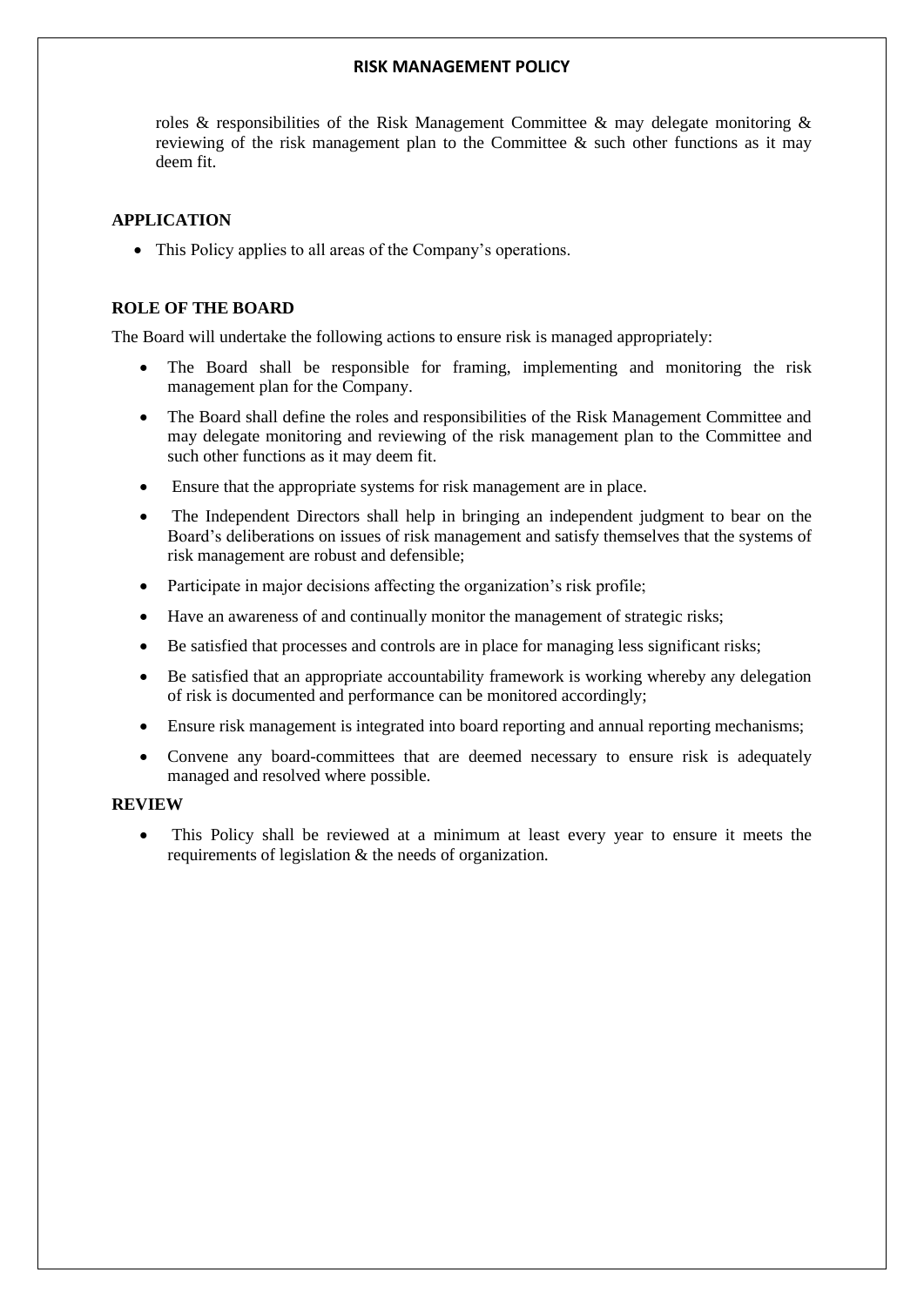roles & responsibilities of the Risk Management Committee & may delegate monitoring & reviewing of the risk management plan to the Committee & such other functions as it may deem fit.

## APPLICATION

- This Policy applies to all areas of the Company's operations.

## ROLE OF THE BOARD

The Board will undertake the following actions to ensure risk is managed appropriately:

- The Board shall be responsible for framing, implementing and monitoring the risk management plan for the Company.
- The Board shall define the roles and responsibilities of the Risk Management Committee and may delegate monitoring and reviewing of the risk management plan to the Committee and such other functions as it may deem fit.
- Ensure that the appropriate systems for risk management are in place.
- The Independent Directors shall help in bringing an independent judgment to bear on the Board's deliberations on issues of risk management and satisfy themselves that the systems of risk management are robust and defensible;
- Participate in major decisions affecting the organization's risk profile;
- Have an awareness of and continually monitor the management of strategic risks;
- Be satisfied that processes and controls are in place for managing less significant risks;
- Be satisfied that an appropriate accountability framework is working whereby any delegation of risk is documented and performance can be monitored accordingly;
- Ensure risk management is integrated into board reporting and annual reporting mechanisms;
- Convene any board-committees that are deemed necessary to ensure risk is adequately managed and resolved where possible.

## REVIEW

- This Policy shall be reviewed at a minimum at least every year to ensure it meets the requirements of legislation & the needs of organization.